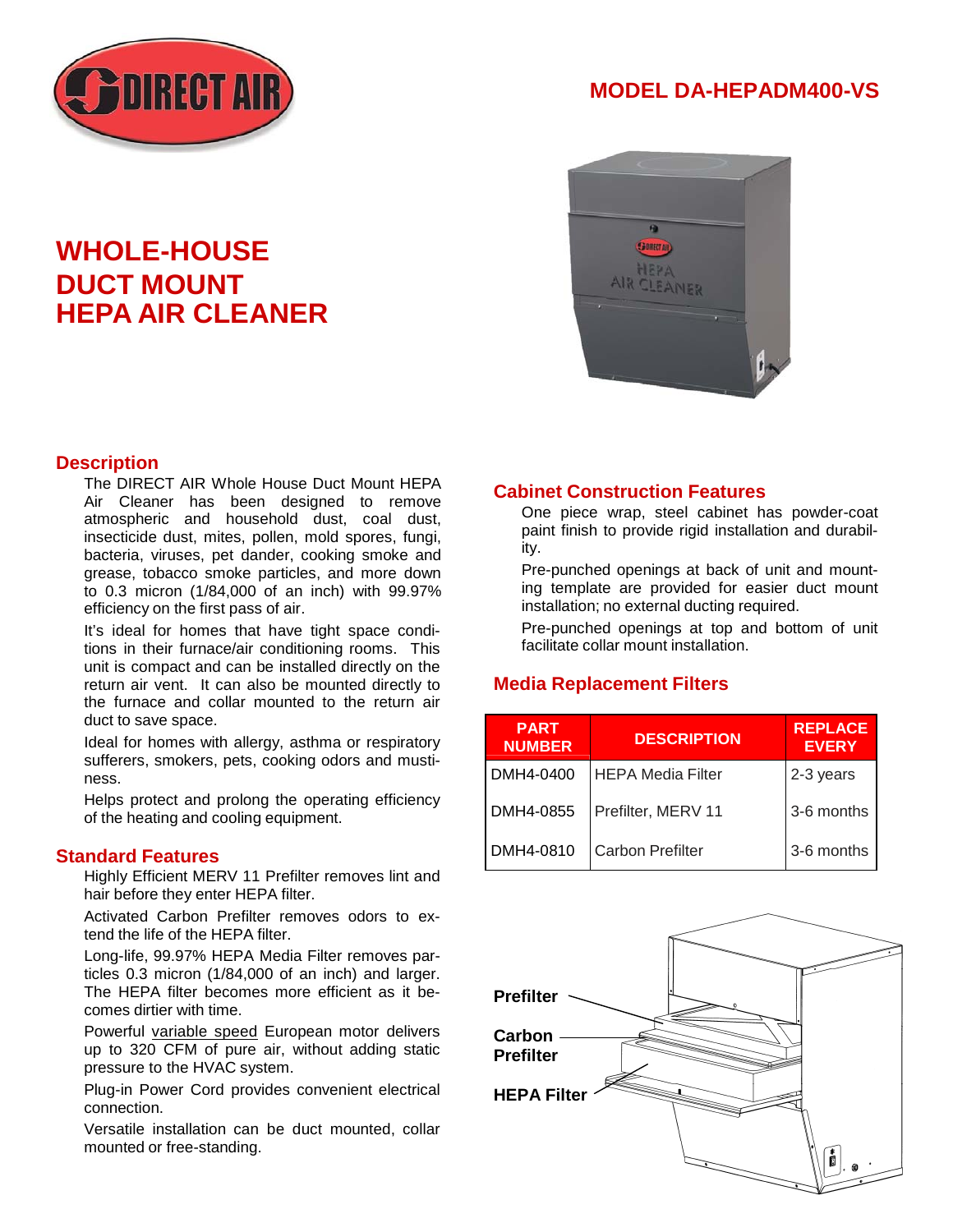# MODEL DA-HEPADM400-VS

# WHOLE-HOUSE DUCT MOUNT HEPA AIR CLEANER

## Description

The DIRECT AIR Whole House Duct Mount HEPA Air Cleaner has been designed to remove atmospheric and household dust, coal dust, insecticide dust, mites, pollen, mold spores, fungi, bacteria, viruses, pet dander, cooking smoke and grease, tobacco smoke particles, and more down to 0.3 micron (1/84,000 of an inch) with 99.97% efficiency on the first pass of air.

It's ideal for homes that have tight space conditions in their furnace/air conditioning rooms. This unit is compact and can be installed directly on the return air vent. It can also be mounted directly to the furnace and collar mounted to the return air duct to save space.

Ideal for homes with allergy, asthma or respiratory sufferers, smokers, pets, cooking odors and mustiness.

Helps protect and prolong the operating efficiency of the heating and cooling equipment.

## Standard Features

Highly Efficient MERV 11 Prefilter removes lint and hair before they enter HEPA filter.

Activated Carbon Prefilter removes odors to extend the life of the HEPA filter.

Long-life, 99.97% HEPA Media Filter removes particles 0.3 micron (1/84,000 of an inch) and larger. The HEPA filter becomes more efficient as it becomes dirtier with time.

Powerful variable speed European motor delivers up to 320 CFM of pure air, without adding static pressure to the HVAC system.

Plug-in Power Cord provides convenient electrical connection.

Versatile installation can be duct mounted, collar mounted or free-standing.

## Cabinet Construction Features

One piece wrap, steel cabinet has powder-coat paint finish to provide rigid installation and durability.

Pre-punched openings at back of unit and mounting template are provided for easier duct mount installation; no external ducting required.

Pre-punched openings at top and bottom of unit facilitate collar mount installation.

## Media Replacement Filters

| PART NUMBER | DESCRIPTION | REPLACE EVERY |
|---|---|---|
| DMH4-0400 | HEPA Media Filter | 2-3 years |
| DMH4-0855 | Prefilter, MERV 11 | 3-6 months |
| DMH4-0810 | Carbon Prefilter | 3-6 months |

Prefilter

Carbon Prefilter

HEPA Filter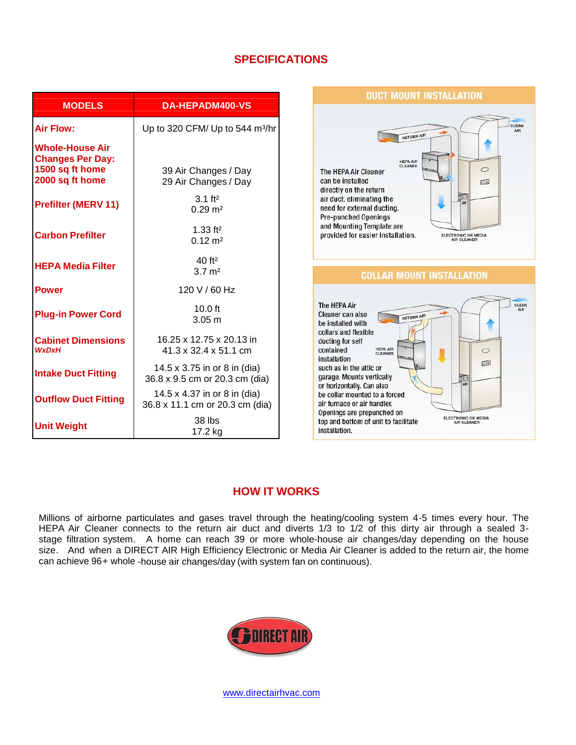# SPECIFICATIONS

| MODELS | DA-HEPADM400-VS |
|---|---|
| **Air Flow:** | Up to 320 CFM/ Up to 544 $m^3$/hr |
| **Whole-House Air Changes Per Day:** **1500 sq ft home** **2000 sq ft home** | 39 Air Changes / Day<br>29 Air Changes / Day |
| **Prefilter (MERV 11)** | 3.1 $ft^2$<br>0.29 $m^2$ |
| **Carbon Prefilter** | 1.33 $ft^2$<br>0.12 $m^2$ |
| **HEPA Media Filter** | 40 $ft^2$<br>3.7 $m^2$ |
| **Power** | 120 V / 60 Hz |
| **Plug-in Power Cord** | 10.0 ft<br>3.05 m |
| **Cabinet Dimensions** ***WxDxH*** | 16.25 x 12.75 x 20.13 in<br>41.3 x 32.4 x 51.1 cm |
| **Intake Duct Fitting** | 14.5 x 3.75 in or 8 in (dia)<br>36.8 x 9.5 cm or 20.3 cm (dia) |
| **Outflow Duct Fitting** | 14.5 x 4.37 in or 8 in (dia)<br>36.8 x 11.1 cm or 20.3 cm (dia) |
| **Unit Weight** | 38 lbs<br>17.2 kg |

## DUCT MOUNT INSTALLATION

RETURN AIR
HEPA AIR CLEANER
CLEAN AIR
ELECTRONIC OR MEDIA AIR CLEANER

The HEPA Air Cleaner can be installed directly on the return air duct, eliminating the need for external ducting. Pre-punched Openings and Mounting Template are provided for easier installation.

## COLLAR MOUNT INSTALLATION

RETURN AIR
HEPA AIR CLEANER
CLEAN AIR
ELECTRONIC OR MEDIA AIR CLEANER

The HEPA Air Cleaner can also be installed with collars and flexible ducting for self contained installation such as in the attic or garage. Mounts vertically or horizontally. Can also be collar mounted to a forced air furnace or air handler. Openings are prepunched on top and bottom of unit to facilitate installation.

# HOW IT WORKS

Millions of airborne particulates and gases travel through the heating/cooling system 4-5 times every hour. The HEPA Air Cleaner connects to the return air duct and diverts 1/3 to 1/2 of this dirty air through a sealed 3-stage filtration system. A home can reach 39 or more whole-house air changes/day depending on the house size. And when a DIRECT AIR High Efficiency Electronic or Media Air Cleaner is added to the return air, the home can achieve 96+ whole -house air changes/day (with system fan on continuous).

DIRECT AIR

www.directairhvac.com